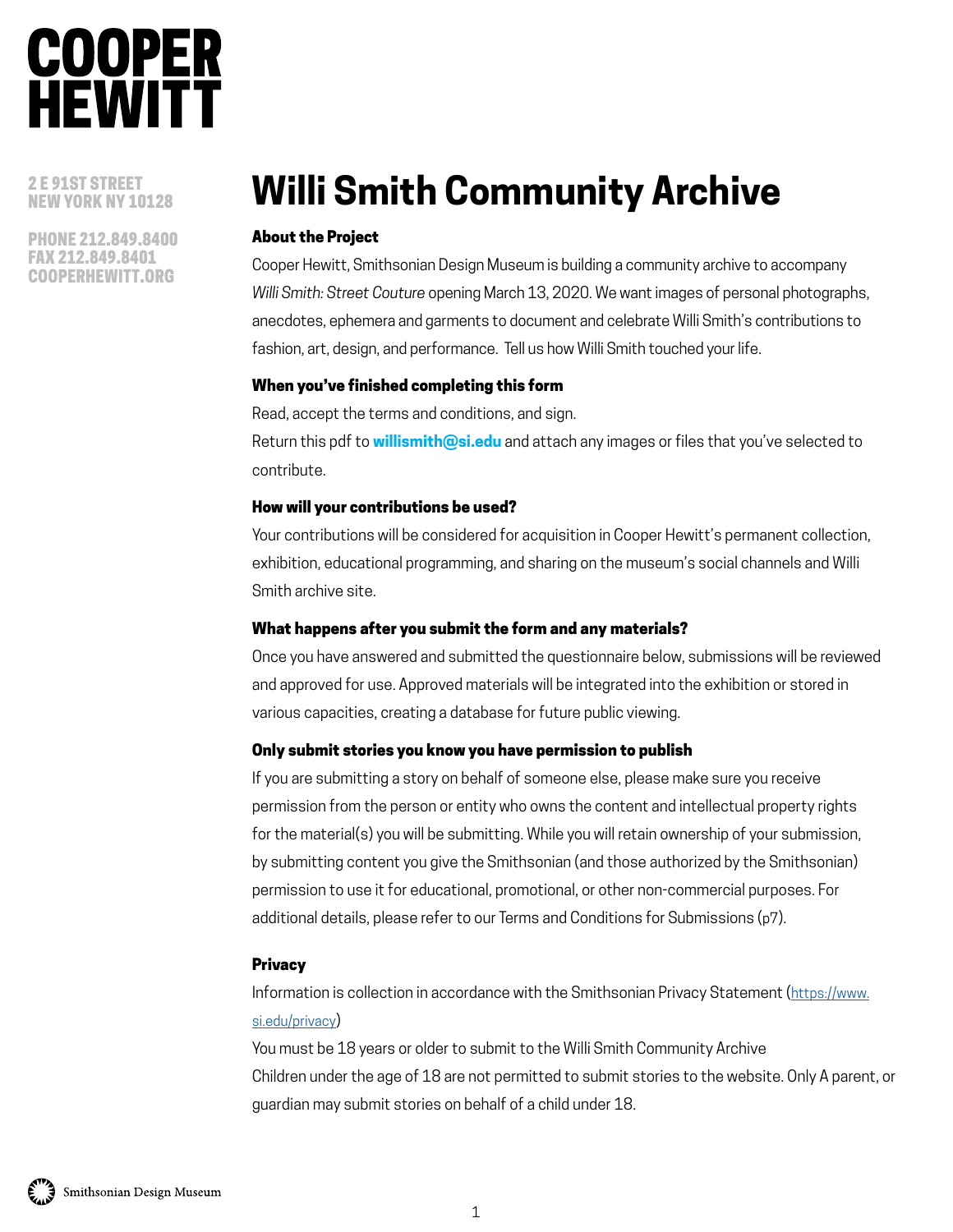COOPER HEWITT

2 E 91ST STREET
NEW YORK NY 10128

PHONE 212.849.8400
FAX 212.849.8401
COOPERHEWITT.ORG

# Willi Smith Community Archive

### About the Project

Cooper Hewitt, Smithsonian Design Museum is building a community archive to accompany *Willi Smith: Street Couture* opening March 13, 2020. We want images of personal photographs, anecdotes, ephemera and garments to document and celebrate Willi Smith's contributions to fashion, art, design, and performance. Tell us how Willi Smith touched your life.

### When you've finished completing this form

Read, accept the terms and conditions, and sign.

Return this pdf to **willismith@si.edu** and attach any images or files that you've selected to contribute.

### How will your contributions be used?

Your contributions will be considered for acquisition in Cooper Hewitt's permanent collection, exhibition, educational programming, and sharing on the museum's social channels and Willi Smith archive site.

### What happens after you submit the form and any materials?

Once you have answered and submitted the questionnaire below, submissions will be reviewed and approved for use. Approved materials will be integrated into the exhibition or stored in various capacities, creating a database for future public viewing.

### Only submit stories you know you have permission to publish

If you are submitting a story on behalf of someone else, please make sure you receive permission from the person or entity who owns the content and intellectual property rights for the material(s) you will be submitting. While you will retain ownership of your submission, by submitting content you give the Smithsonian (and those authorized by the Smithsonian) permission to use it for educational, promotional, or other non-commercial purposes. For additional details, please refer to our Terms and Conditions for Submissions (p7).

### Privacy

Information is collection in accordance with the Smithsonian Privacy Statement (https://www.si.edu/privacy)

You must be 18 years or older to submit to the Willi Smith Community Archive

Children under the age of 18 are not permitted to submit stories to the website. Only A parent, or guardian may submit stories on behalf of a child under 18.

Smithsonian Design Museum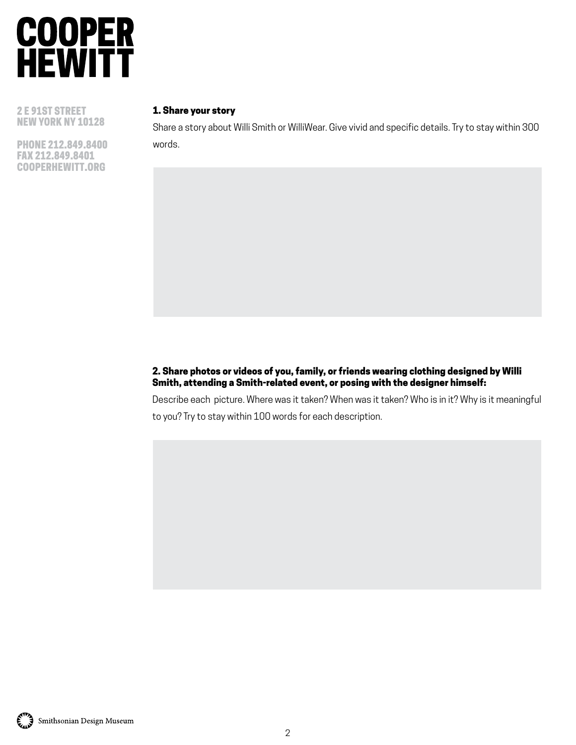# COOPER HEWITT

2 E 91ST STREET
NEW YORK NY 10128

PHONE 212.849.8400
FAX 212.849.8401
COOPERHEWITT.ORG

**1. Share your story**

Share a story about Willi Smith or WilliWear. Give vivid and specific details. Try to stay within 300 words.

**2. Share photos or videos of you, family, or friends wearing clothing designed by Willi Smith, attending a Smith-related event, or posing with the designer himself:**

Describe each picture. Where was it taken? When was it taken? Who is in it? Why is it meaningful to you? Try to stay within 100 words for each description.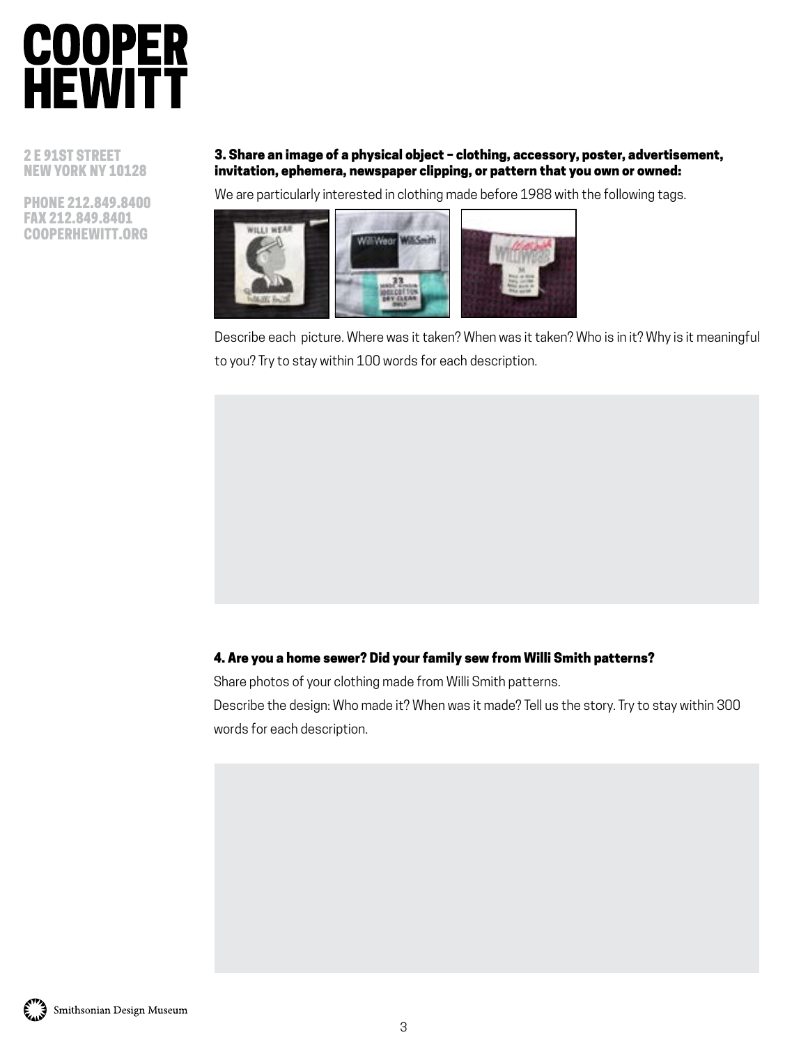## 3. Share an image of a physical object – clothing, accessory, poster, advertisement, invitation, ephemera, newspaper clipping, or pattern that you own or owned:

We are particularly interested in clothing made before 1988 with the following tags.

Describe each picture. Where was it taken? When was it taken? Who is in it? Why is it meaningful to you? Try to stay within 100 words for each description.

## 4. Are you a home sewer? Did your family sew from Willi Smith patterns?

Share photos of your clothing made from Willi Smith patterns.

Describe the design: Who made it? When was it made? Tell us the story. Try to stay within 300 words for each description.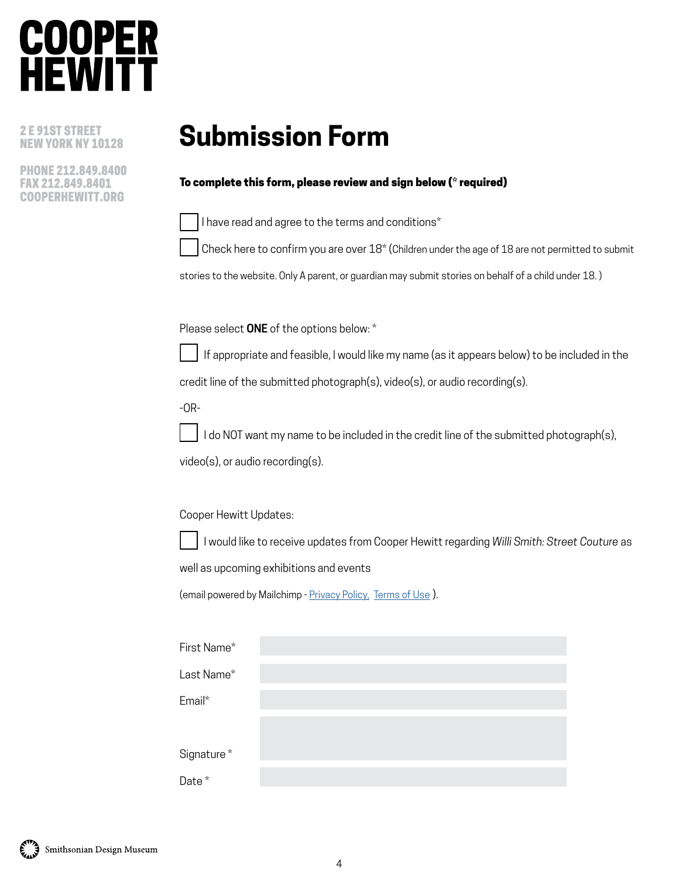# COOPER HEWITT

2 E 91ST STREET
NEW YORK NY 10128

PHONE 212.849.8400
FAX 212.849.8401
COOPERHEWITT.ORG

# Submission Form

**To complete this form, please review and sign below (* required)**

☐ I have read and agree to the terms and conditions*

☐ Check here to confirm you are over 18* (Children under the age of 18 are not permitted to submit stories to the website. Only A parent, or guardian may submit stories on behalf of a child under 18. )

Please select **ONE** of the options below: *

☐ If appropriate and feasible, I would like my name (as it appears below) to be included in the credit line of the submitted photograph(s), video(s), or audio recording(s).

-OR-

☐ I do NOT want my name to be included in the credit line of the submitted photograph(s), video(s), or audio recording(s).

Cooper Hewitt Updates:

☐ I would like to receive updates from Cooper Hewitt regarding *Willi Smith: Street Couture* as well as upcoming exhibitions and events

(email powered by Mailchimp - Privacy Policy, Terms of Use ).

First Name*

Last Name*

Email*

Signature *

Date *

Smithsonian Design Museum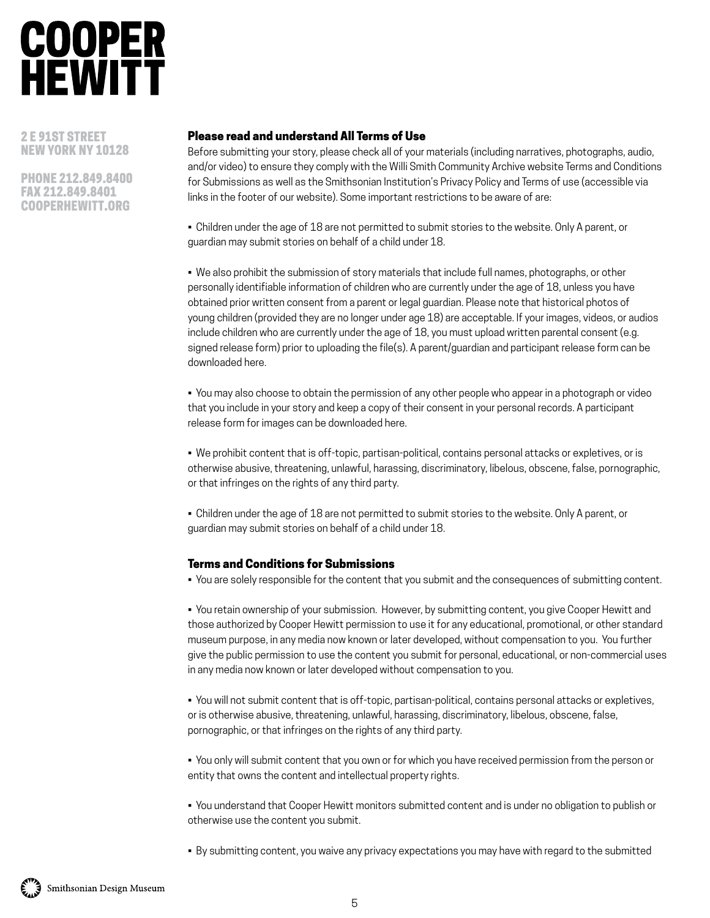# COOPER HEWITT

2 E 91ST STREET
NEW YORK NY 10128

PHONE 212.849.8400
FAX 212.849.8401
COOPERHEWITT.ORG

### Please read and understand All Terms of Use

Before submitting your story, please check all of your materials (including narratives, photographs, audio, and/or video) to ensure they comply with the Willi Smith Community Archive website Terms and Conditions for Submissions as well as the Smithsonian Institution's Privacy Policy and Terms of use (accessible via links in the footer of our website). Some important restrictions to be aware of are:

- Children under the age of 18 are not permitted to submit stories to the website. Only A parent, or guardian may submit stories on behalf of a child under 18.

- We also prohibit the submission of story materials that include full names, photographs, or other personally identifiable information of children who are currently under the age of 18, unless you have obtained prior written consent from a parent or legal guardian. Please note that historical photos of young children (provided they are no longer under age 18) are acceptable. If your images, videos, or audios include children who are currently under the age of 18, you must upload written parental consent (e.g. signed release form) prior to uploading the file(s). A parent/guardian and participant release form can be downloaded here.

- You may also choose to obtain the permission of any other people who appear in a photograph or video that you include in your story and keep a copy of their consent in your personal records. A participant release form for images can be downloaded here.

- We prohibit content that is off-topic, partisan-political, contains personal attacks or expletives, or is otherwise abusive, threatening, unlawful, harassing, discriminatory, libelous, obscene, false, pornographic, or that infringes on the rights of any third party.

- Children under the age of 18 are not permitted to submit stories to the website. Only A parent, or guardian may submit stories on behalf of a child under 18.

### Terms and Conditions for Submissions

- You are solely responsible for the content that you submit and the consequences of submitting content.

- You retain ownership of your submission. However, by submitting content, you give Cooper Hewitt and those authorized by Cooper Hewitt permission to use it for any educational, promotional, or other standard museum purpose, in any media now known or later developed, without compensation to you. You further give the public permission to use the content you submit for personal, educational, or non-commercial uses in any media now known or later developed without compensation to you.

- You will not submit content that is off-topic, partisan-political, contains personal attacks or expletives, or is otherwise abusive, threatening, unlawful, harassing, discriminatory, libelous, obscene, false, pornographic, or that infringes on the rights of any third party.

- You only will submit content that you own or for which you have received permission from the person or entity that owns the content and intellectual property rights.

- You understand that Cooper Hewitt monitors submitted content and is under no obligation to publish or otherwise use the content you submit.

- By submitting content, you waive any privacy expectations you may have with regard to the submitted

Smithsonian Design Museum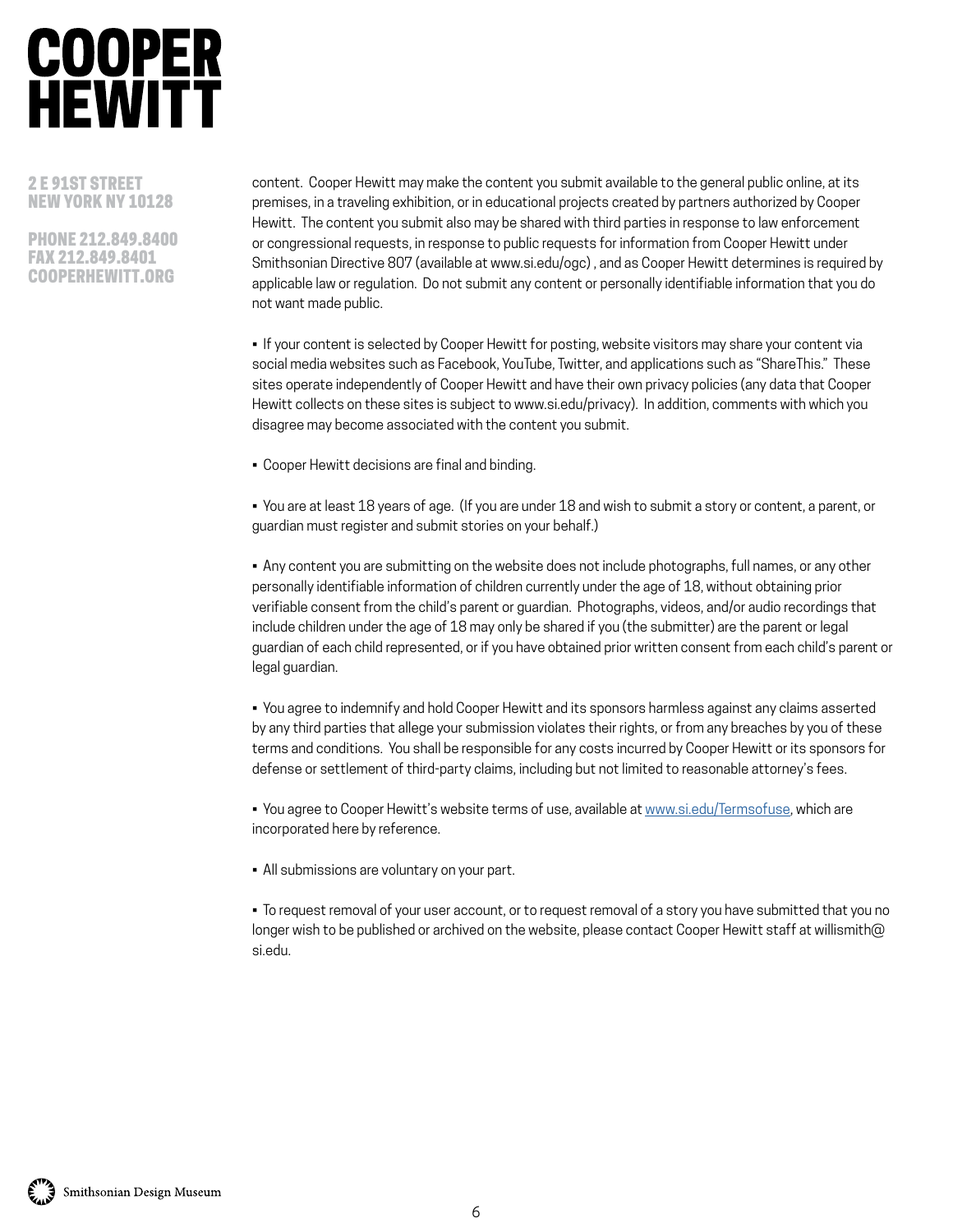content. Cooper Hewitt may make the content you submit available to the general public online, at its premises, in a traveling exhibition, or in educational projects created by partners authorized by Cooper Hewitt. The content you submit also may be shared with third parties in response to law enforcement or congressional requests, in response to public requests for information from Cooper Hewitt under Smithsonian Directive 807 (available at www.si.edu/ogc) , and as Cooper Hewitt determines is required by applicable law or regulation. Do not submit any content or personally identifiable information that you do not want made public.

- If your content is selected by Cooper Hewitt for posting, website visitors may share your content via social media websites such as Facebook, YouTube, Twitter, and applications such as "ShareThis." These sites operate independently of Cooper Hewitt and have their own privacy policies (any data that Cooper Hewitt collects on these sites is subject to www.si.edu/privacy). In addition, comments with which you disagree may become associated with the content you submit.

- Cooper Hewitt decisions are final and binding.

- You are at least 18 years of age. (If you are under 18 and wish to submit a story or content, a parent, or guardian must register and submit stories on your behalf.)

- Any content you are submitting on the website does not include photographs, full names, or any other personally identifiable information of children currently under the age of 18, without obtaining prior verifiable consent from the child's parent or guardian. Photographs, videos, and/or audio recordings that include children under the age of 18 may only be shared if you (the submitter) are the parent or legal guardian of each child represented, or if you have obtained prior written consent from each child's parent or legal guardian.

- You agree to indemnify and hold Cooper Hewitt and its sponsors harmless against any claims asserted by any third parties that allege your submission violates their rights, or from any breaches by you of these terms and conditions. You shall be responsible for any costs incurred by Cooper Hewitt or its sponsors for defense or settlement of third-party claims, including but not limited to reasonable attorney's fees.

- You agree to Cooper Hewitt's website terms of use, available at www.si.edu/Termsofuse, which are incorporated here by reference.

- All submissions are voluntary on your part.

- To request removal of your user account, or to request removal of a story you have submitted that you no longer wish to be published or archived on the website, please contact Cooper Hewitt staff at willismith@si.edu.